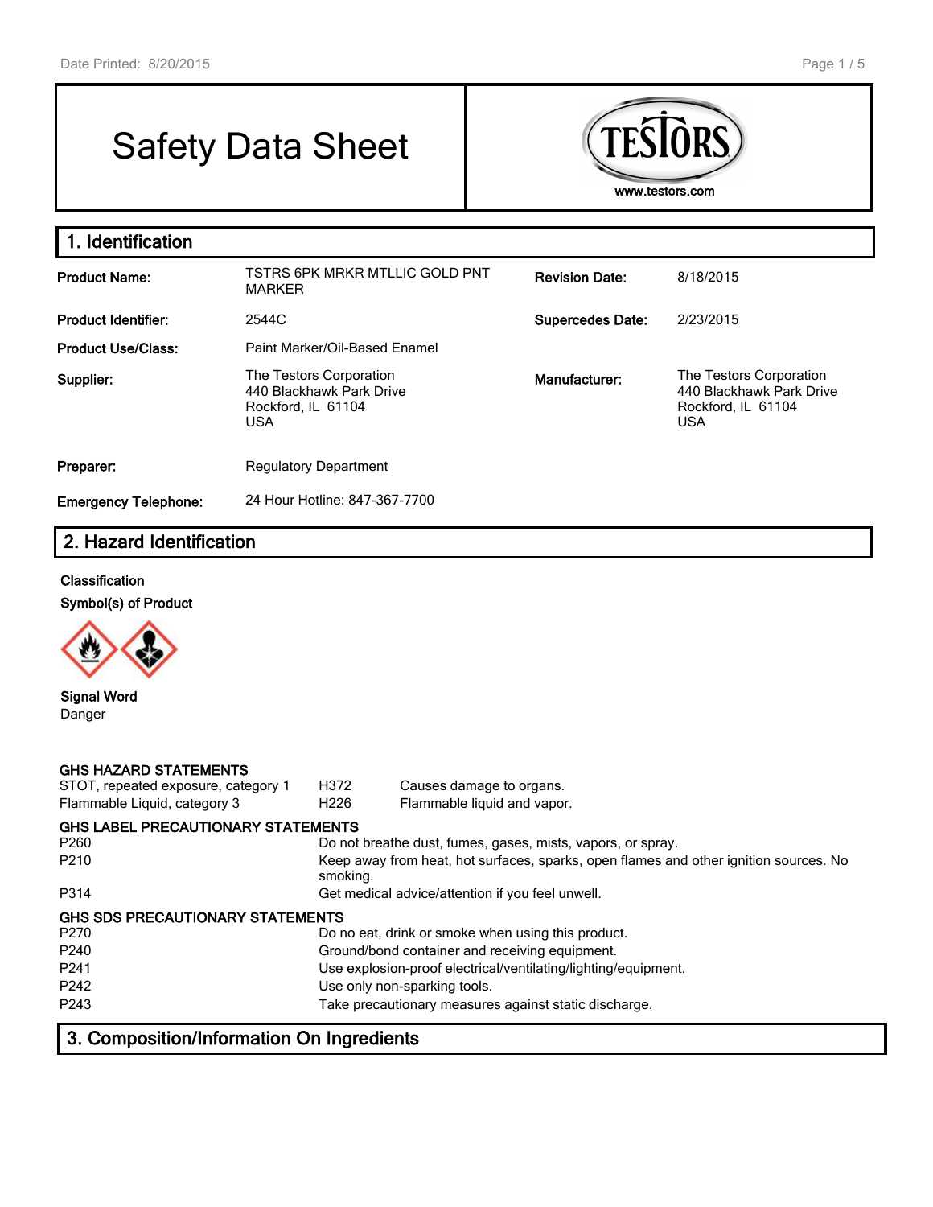# Safety Data Sheet

TESTORS
www.testors.com

## 1. Identification

| | | | |
|---|---|---|---|
| **Product Name:** | TSTRS 6PK MRKR MTLLIC GOLD PNT MARKER | **Revision Date:** | 8/18/2015 |
| **Product Identifier:** | 2544C | **Supercedes Date:** | 2/23/2015 |
| **Product Use/Class:** | Paint Marker/Oil-Based Enamel | | |
| **Supplier:** | The Testors Corporation<br>440 Blackhawk Park Drive<br>Rockford, IL 61104<br>USA | **Manufacturer:** | The Testors Corporation<br>440 Blackhawk Park Drive<br>Rockford, IL 61104<br>USA |
| **Preparer:** | Regulatory Department | | |
| **Emergency Telephone:** | 24 Hour Hotline: 847-367-7700 | | |

## 2. Hazard Identification

**Classification**

**Symbol(s) of Product**

**Signal Word**

Danger

**GHS HAZARD STATEMENTS**

| | | |
|---|---|---|
| STOT, repeated exposure, category 1 | H372 | Causes damage to organs. |
| Flammable Liquid, category 3 | H226 | Flammable liquid and vapor. |

**GHS LABEL PRECAUTIONARY STATEMENTS**

| | |
|---|---|
| P260 | Do not breathe dust, fumes, gases, mists, vapors, or spray. |
| P210 | Keep away from heat, hot surfaces, sparks, open flames and other ignition sources. No smoking. |
| P314 | Get medical advice/attention if you feel unwell. |

**GHS SDS PRECAUTIONARY STATEMENTS**

| | |
|---|---|
| P270 | Do no eat, drink or smoke when using this product. |
| P240 | Ground/bond container and receiving equipment. |
| P241 | Use explosion-proof electrical/ventilating/lighting/equipment. |
| P242 | Use only non-sparking tools. |
| P243 | Take precautionary measures against static discharge. |

## 3. Composition/Information On Ingredients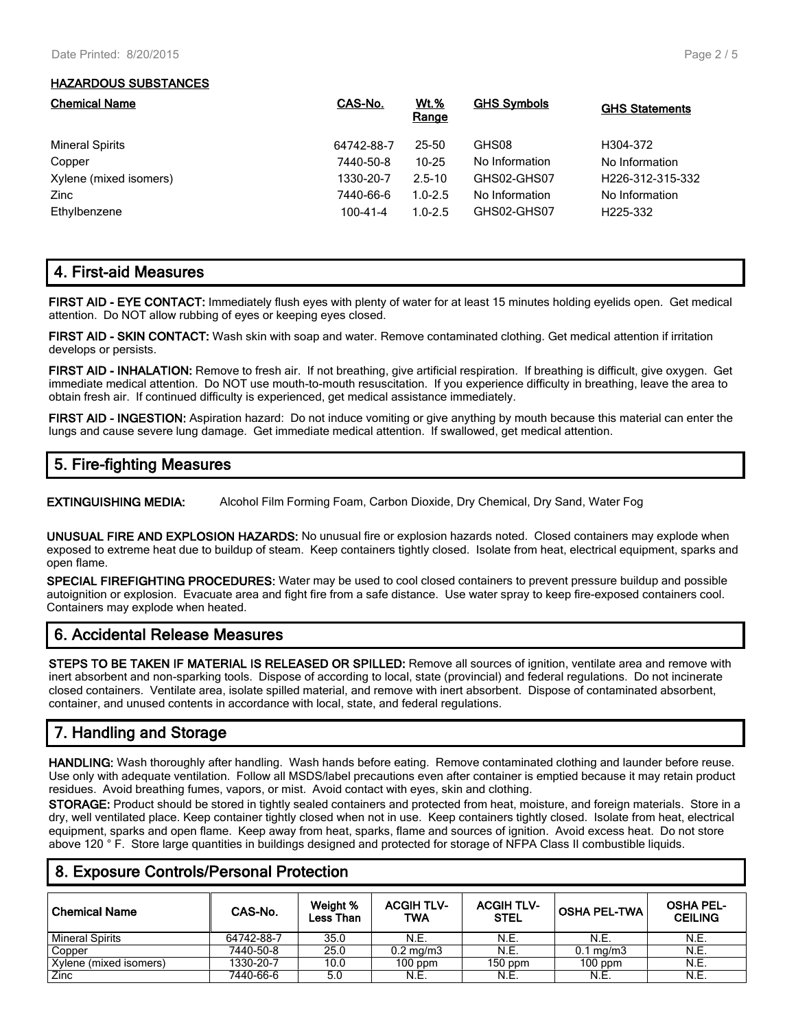**HAZARDOUS SUBSTANCES**

| Chemical Name | CAS-No. | Wt.% Range | GHS Symbols | GHS Statements |
|---|---|---|---|---|
| Mineral Spirits | 64742-88-7 | 25-50 | GHS08 | H304-372 |
| Copper | 7440-50-8 | 10-25 | No Information | No Information |
| Xylene (mixed isomers) | 1330-20-7 | 2.5-10 | GHS02-GHS07 | H226-312-315-332 |
| Zinc | 7440-66-6 | 1.0-2.5 | No Information | No Information |
| Ethylbenzene | 100-41-4 | 1.0-2.5 | GHS02-GHS07 | H225-332 |

## 4. First-aid Measures

**FIRST AID - EYE CONTACT:** Immediately flush eyes with plenty of water for at least 15 minutes holding eyelids open. Get medical attention. Do NOT allow rubbing of eyes or keeping eyes closed.

**FIRST AID - SKIN CONTACT:** Wash skin with soap and water. Remove contaminated clothing. Get medical attention if irritation develops or persists.

**FIRST AID - INHALATION:** Remove to fresh air. If not breathing, give artificial respiration. If breathing is difficult, give oxygen. Get immediate medical attention. Do NOT use mouth-to-mouth resuscitation. If you experience difficulty in breathing, leave the area to obtain fresh air. If continued difficulty is experienced, get medical assistance immediately.

**FIRST AID - INGESTION:** Aspiration hazard: Do not induce vomiting or give anything by mouth because this material can enter the lungs and cause severe lung damage. Get immediate medical attention. If swallowed, get medical attention.

## 5. Fire-fighting Measures

**EXTINGUISHING MEDIA:** Alcohol Film Forming Foam, Carbon Dioxide, Dry Chemical, Dry Sand, Water Fog

**UNUSUAL FIRE AND EXPLOSION HAZARDS:** No unusual fire or explosion hazards noted. Closed containers may explode when exposed to extreme heat due to buildup of steam. Keep containers tightly closed. Isolate from heat, electrical equipment, sparks and open flame.

**SPECIAL FIREFIGHTING PROCEDURES:** Water may be used to cool closed containers to prevent pressure buildup and possible autoignition or explosion. Evacuate area and fight fire from a safe distance. Use water spray to keep fire-exposed containers cool. Containers may explode when heated.

## 6. Accidental Release Measures

**STEPS TO BE TAKEN IF MATERIAL IS RELEASED OR SPILLED:** Remove all sources of ignition, ventilate area and remove with inert absorbent and non-sparking tools. Dispose of according to local, state (provincial) and federal regulations. Do not incinerate closed containers. Ventilate area, isolate spilled material, and remove with inert absorbent. Dispose of contaminated absorbent, container, and unused contents in accordance with local, state, and federal regulations.

## 7. Handling and Storage

**HANDLING:** Wash thoroughly after handling. Wash hands before eating. Remove contaminated clothing and launder before reuse. Use only with adequate ventilation. Follow all MSDS/label precautions even after container is emptied because it may retain product residues. Avoid breathing fumes, vapors, or mist. Avoid contact with eyes, skin and clothing.

**STORAGE:** Product should be stored in tightly sealed containers and protected from heat, moisture, and foreign materials. Store in a dry, well ventilated place. Keep container tightly closed when not in use. Keep containers tightly closed. Isolate from heat, electrical equipment, sparks and open flame. Keep away from heat, sparks, flame and sources of ignition. Avoid excess heat. Do not store above 120 ° F. Store large quantities in buildings designed and protected for storage of NFPA Class II combustible liquids.

## 8. Exposure Controls/Personal Protection

| Chemical Name | CAS-No. | Weight % Less Than | ACGIH TLV-TWA | ACGIH TLV-STEL | OSHA PEL-TWA | OSHA PEL-CEILING |
|---|---|---|---|---|---|---|
| Mineral Spirits | 64742-88-7 | 35.0 | N.E. | N.E. | N.E. | N.E. |
| Copper | 7440-50-8 | 25.0 | 0.2 mg/m3 | N.E. | 0.1 mg/m3 | N.E. |
| Xylene (mixed isomers) | 1330-20-7 | 10.0 | 100 ppm | 150 ppm | 100 ppm | N.E. |
| Zinc | 7440-66-6 | 5.0 | N.E. | N.E. | N.E. | N.E. |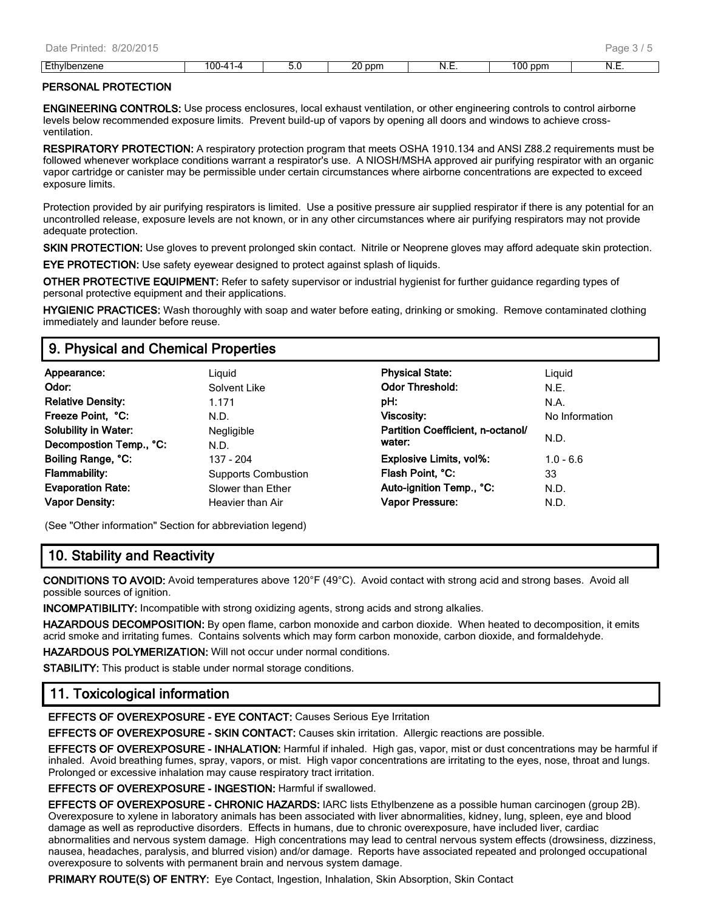| Ethylbenzene | 100-41-4 | 5.0 | 20 ppm | N.E. | 100 ppm | N.E. |
|---|---|---|---|---|---|---|

### PERSONAL PROTECTION

**ENGINEERING CONTROLS:** Use process enclosures, local exhaust ventilation, or other engineering controls to control airborne levels below recommended exposure limits. Prevent build-up of vapors by opening all doors and windows to achieve cross-ventilation.

**RESPIRATORY PROTECTION:** A respiratory protection program that meets OSHA 1910.134 and ANSI Z88.2 requirements must be followed whenever workplace conditions warrant a respirator's use. A NIOSH/MSHA approved air purifying respirator with an organic vapor cartridge or canister may be permissible under certain circumstances where airborne concentrations are expected to exceed exposure limits.

Protection provided by air purifying respirators is limited. Use a positive pressure air supplied respirator if there is any potential for an uncontrolled release, exposure levels are not known, or in any other circumstances where air purifying respirators may not provide adequate protection.

**SKIN PROTECTION:** Use gloves to prevent prolonged skin contact. Nitrile or Neoprene gloves may afford adequate skin protection.

**EYE PROTECTION:** Use safety eyewear designed to protect against splash of liquids.

**OTHER PROTECTIVE EQUIPMENT:** Refer to safety supervisor or industrial hygienist for further guidance regarding types of personal protective equipment and their applications.

**HYGIENIC PRACTICES:** Wash thoroughly with soap and water before eating, drinking or smoking. Remove contaminated clothing immediately and launder before reuse.

## 9. Physical and Chemical Properties

| | | | |
|---|---|---|---|
| **Appearance:** | Liquid | **Physical State:** | Liquid |
| **Odor:** | Solvent Like | **Odor Threshold:** | N.E. |
| **Relative Density:** | 1.171 | **pH:** | N.A. |
| **Freeze Point, °C:** | N.D. | **Viscosity:** | No Information |
| **Solubility in Water:** | Negligible | **Partition Coefficient, n-octanol/ water:** | N.D. |
| **Decompostion Temp., °C:** | N.D. | | |
| **Boiling Range, °C:** | 137 - 204 | **Explosive Limits, vol%:** | 1.0 - 6.6 |
| **Flammability:** | Supports Combustion | **Flash Point, °C:** | 33 |
| **Evaporation Rate:** | Slower than Ether | **Auto-ignition Temp., °C:** | N.D. |
| **Vapor Density:** | Heavier than Air | **Vapor Pressure:** | N.D. |

(See "Other information" Section for abbreviation legend)

## 10. Stability and Reactivity

**CONDITIONS TO AVOID:** Avoid temperatures above 120°F (49°C). Avoid contact with strong acid and strong bases. Avoid all possible sources of ignition.

**INCOMPATIBILITY:** Incompatible with strong oxidizing agents, strong acids and strong alkalies.

**HAZARDOUS DECOMPOSITION:** By open flame, carbon monoxide and carbon dioxide. When heated to decomposition, it emits acrid smoke and irritating fumes. Contains solvents which may form carbon monoxide, carbon dioxide, and formaldehyde.

**HAZARDOUS POLYMERIZATION:** Will not occur under normal conditions.

**STABILITY:** This product is stable under normal storage conditions.

## 11. Toxicological information

**EFFECTS OF OVEREXPOSURE - EYE CONTACT:** Causes Serious Eye Irritation

**EFFECTS OF OVEREXPOSURE - SKIN CONTACT:** Causes skin irritation. Allergic reactions are possible.

**EFFECTS OF OVEREXPOSURE - INHALATION:** Harmful if inhaled. High gas, vapor, mist or dust concentrations may be harmful if inhaled. Avoid breathing fumes, spray, vapors, or mist. High vapor concentrations are irritating to the eyes, nose, throat and lungs. Prolonged or excessive inhalation may cause respiratory tract irritation.

**EFFECTS OF OVEREXPOSURE - INGESTION:** Harmful if swallowed.

**EFFECTS OF OVEREXPOSURE - CHRONIC HAZARDS:** IARC lists Ethylbenzene as a possible human carcinogen (group 2B). Overexposure to xylene in laboratory animals has been associated with liver abnormalities, kidney, lung, spleen, eye and blood damage as well as reproductive disorders. Effects in humans, due to chronic overexposure, have included liver, cardiac abnormalities and nervous system damage. High concentrations may lead to central nervous system effects (drowsiness, dizziness, nausea, headaches, paralysis, and blurred vision) and/or damage. Reports have associated repeated and prolonged occupational overexposure to solvents with permanent brain and nervous system damage.

**PRIMARY ROUTE(S) OF ENTRY:** Eye Contact, Ingestion, Inhalation, Skin Absorption, Skin Contact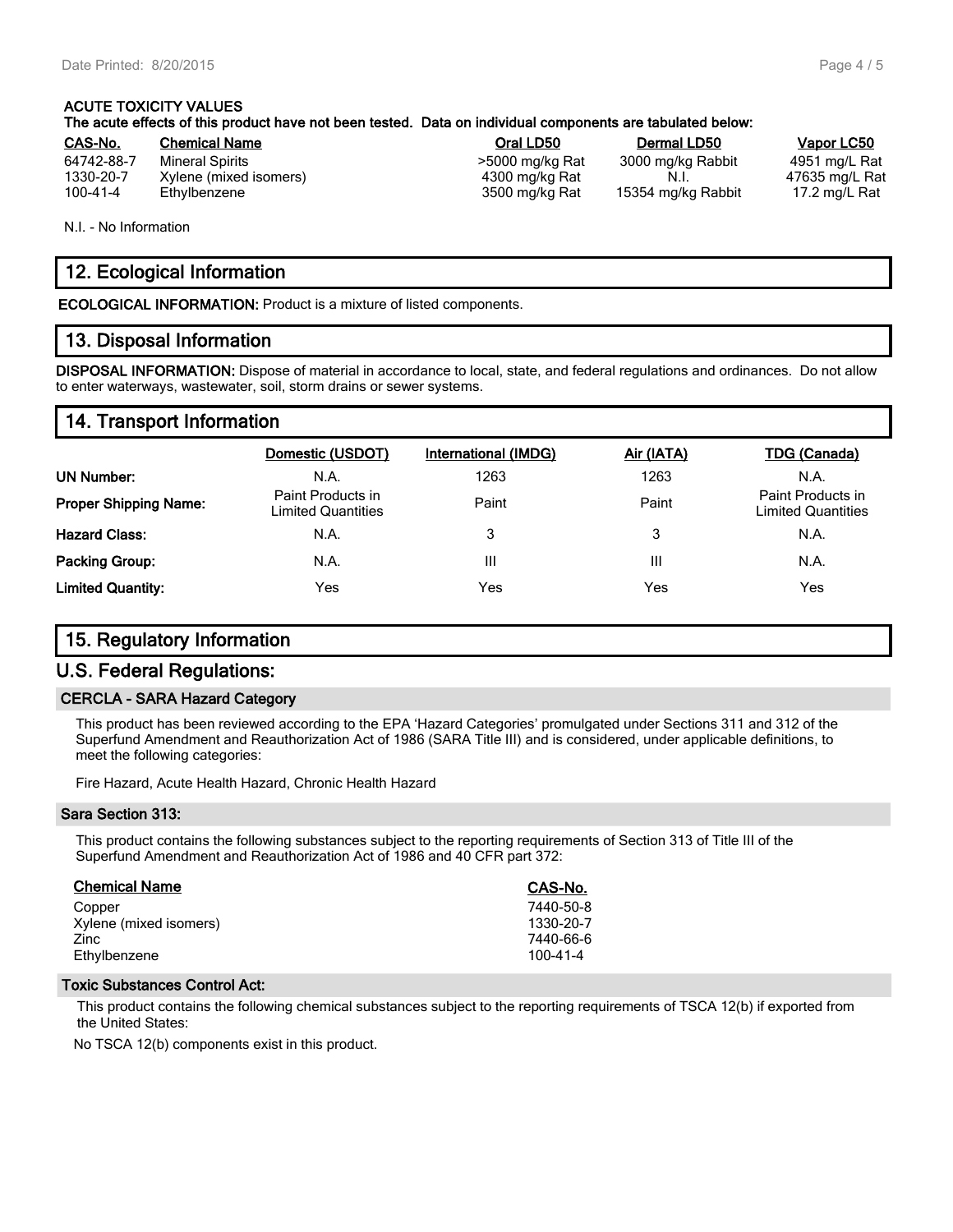**ACUTE TOXICITY VALUES**

**The acute effects of this product have not been tested. Data on individual components are tabulated below:**

| CAS-No. | Chemical Name | Oral LD50 | Dermal LD50 | Vapor LC50 |
|---|---|---|---|---|
| 64742-88-7 | Mineral Spirits | >5000 mg/kg Rat | 3000 mg/kg Rabbit | 4951 mg/L Rat |
| 1330-20-7 | Xylene (mixed isomers) | 4300 mg/kg Rat | N.I. | 47635 mg/L Rat |
| 100-41-4 | Ethylbenzene | 3500 mg/kg Rat | 15354 mg/kg Rabbit | 17.2 mg/L Rat |

N.I. - No Information

## 12. Ecological Information

**ECOLOGICAL INFORMATION:** Product is a mixture of listed components.

## 13. Disposal Information

**DISPOSAL INFORMATION:** Dispose of material in accordance to local, state, and federal regulations and ordinances. Do not allow to enter waterways, wastewater, soil, storm drains or sewer systems.

## 14. Transport Information

| | Domestic (USDOT) | International (IMDG) | Air (IATA) | TDG (Canada) |
|---|---|---|---|---|
| **UN Number:** | N.A. | 1263 | 1263 | N.A. |
| **Proper Shipping Name:** | Paint Products in Limited Quantities | Paint | Paint | Paint Products in Limited Quantities |
| **Hazard Class:** | N.A. | 3 | 3 | N.A. |
| **Packing Group:** | N.A. | III | III | N.A. |
| **Limited Quantity:** | Yes | Yes | Yes | Yes |

## 15. Regulatory Information

## U.S. Federal Regulations:

### CERCLA - SARA Hazard Category

This product has been reviewed according to the EPA 'Hazard Categories' promulgated under Sections 311 and 312 of the Superfund Amendment and Reauthorization Act of 1986 (SARA Title III) and is considered, under applicable definitions, to meet the following categories:

Fire Hazard, Acute Health Hazard, Chronic Health Hazard

### Sara Section 313:

This product contains the following substances subject to the reporting requirements of Section 313 of Title III of the Superfund Amendment and Reauthorization Act of 1986 and 40 CFR part 372:

| Chemical Name | CAS-No. |
|---|---|
| Copper | 7440-50-8 |
| Xylene (mixed isomers) | 1330-20-7 |
| Zinc | 7440-66-6 |
| Ethylbenzene | 100-41-4 |

### Toxic Substances Control Act:

This product contains the following chemical substances subject to the reporting requirements of TSCA 12(b) if exported from the United States:

No TSCA 12(b) components exist in this product.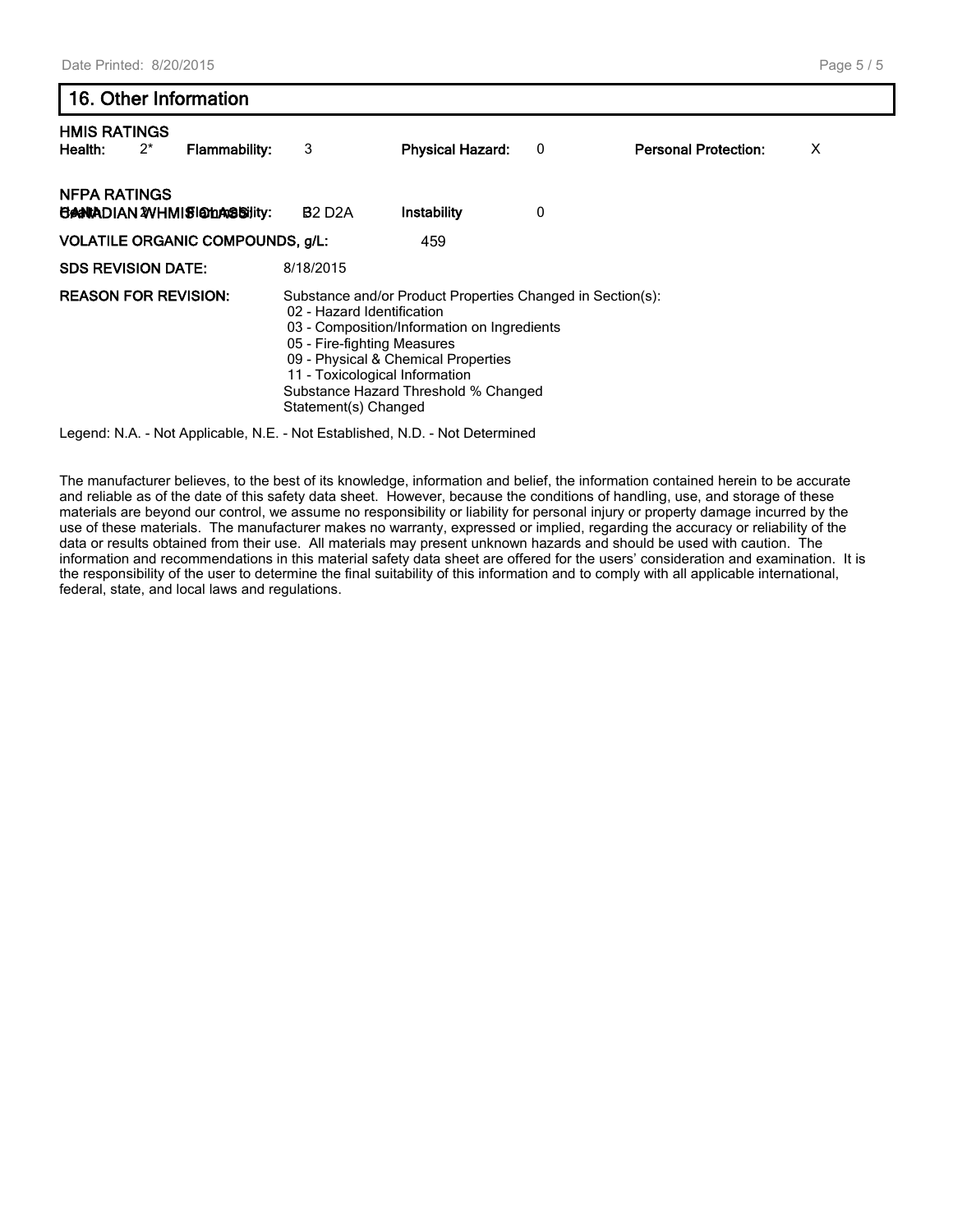## 16. Other Information

**HMIS RATINGS**

| | | | | | | | |
|---|---|---|---|---|---|---|---|
| **Health:** | 2* | **Flammability:** | 3 | **Physical Hazard:** | 0 | **Personal Protection:** | X |

**NFPA RATINGS**

| | | | | | |
|---|---|---|---|---|---|
| **Health:** | 2 | **Flammability:** | 3 | **Instability** | 0 |

**CANADIAN WHMIS CLASS:** B2 D2A

**VOLATILE ORGANIC COMPOUNDS, g/L:** 459

**SDS REVISION DATE:** 8/18/2015

**REASON FOR REVISION:** Substance and/or Product Properties Changed in Section(s):
02 - Hazard Identification
03 - Composition/Information on Ingredients
05 - Fire-fighting Measures
09 - Physical & Chemical Properties
11 - Toxicological Information
Substance Hazard Threshold % Changed
Statement(s) Changed

Legend: N.A. - Not Applicable, N.E. - Not Established, N.D. - Not Determined

The manufacturer believes, to the best of its knowledge, information and belief, the information contained herein to be accurate and reliable as of the date of this safety data sheet. However, because the conditions of handling, use, and storage of these materials are beyond our control, we assume no responsibility or liability for personal injury or property damage incurred by the use of these materials. The manufacturer makes no warranty, expressed or implied, regarding the accuracy or reliability of the data or results obtained from their use. All materials may present unknown hazards and should be used with caution. The information and recommendations in this material safety data sheet are offered for the users' consideration and examination. It is the responsibility of the user to determine the final suitability of this information and to comply with all applicable international, federal, state, and local laws and regulations.